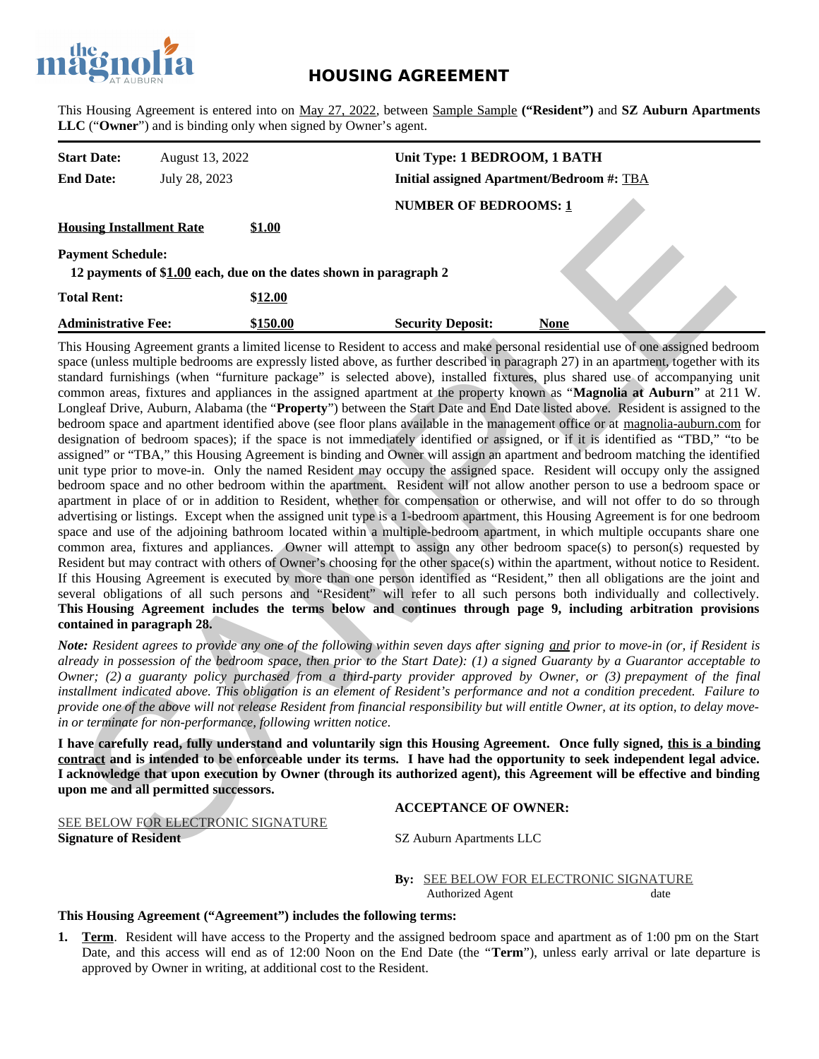# HOUSING AGREEMENT

This Housing Agreement is entered into on May 27, 2022, between Sample Sample **("Resident")** and **SZ Auburn Apartments LLC** ("**Owner**") and is binding only when signed by Owner's agent.

| | | | |
|---|---|---|---|
| **Start Date:** | August 13, 2022 | **Unit Type: 1 BEDROOM, 1 BATH** | |
| **End Date:** | July 28, 2023 | **Initial assigned Apartment/Bedroom #:** TBA | |
| | | **NUMBER OF BEDROOMS: 1** | |
| **Housing Installment Rate** | **$1.00** | | |

**Payment Schedule:**
**12 payments of $1.00 each, due on the dates shown in paragraph 2**

| | | | |
|---|---|---|---|
| **Total Rent:** | **$12.00** | | |
| **Administrative Fee:** | **$150.00** | **Security Deposit:** | **None** |

This Housing Agreement grants a limited license to Resident to access and make personal residential use of one assigned bedroom space (unless multiple bedrooms are expressly listed above, as further described in paragraph 27) in an apartment, together with its standard furnishings (when "furniture package" is selected above), installed fixtures, plus shared use of accompanying unit common areas, fixtures and appliances in the assigned apartment at the property known as "**Magnolia at Auburn**" at 211 W. Longleaf Drive, Auburn, Alabama (the "**Property**") between the Start Date and End Date listed above. Resident is assigned to the bedroom space and apartment identified above (see floor plans available in the management office or at magnolia-auburn.com for designation of bedroom spaces); if the space is not immediately identified or assigned, or if it is identified as "TBD," "to be assigned" or "TBA," this Housing Agreement is binding and Owner will assign an apartment and bedroom matching the identified unit type prior to move-in. Only the named Resident may occupy the assigned space. Resident will occupy only the assigned bedroom space and no other bedroom within the apartment. Resident will not allow another person to use a bedroom space or apartment in place of or in addition to Resident, whether for compensation or otherwise, and will not offer to do so through advertising or listings. Except when the assigned unit type is a 1-bedroom apartment, this Housing Agreement is for one bedroom space and use of the adjoining bathroom located within a multiple-bedroom apartment, in which multiple occupants share one common area, fixtures and appliances. Owner will attempt to assign any other bedroom space(s) to person(s) requested by Resident but may contract with others of Owner's choosing for the other space(s) within the apartment, without notice to Resident. If this Housing Agreement is executed by more than one person identified as "Resident," then all obligations are the joint and several obligations of all such persons and "Resident" will refer to all such persons both individually and collectively. **This Housing Agreement includes the terms below and continues through page 9, including arbitration provisions contained in paragraph 28.**

***Note:*** *Resident agrees to provide any one of the following within seven days after signing and prior to move-in (or, if Resident is already in possession of the bedroom space, then prior to the Start Date): (1) a signed Guaranty by a Guarantor acceptable to Owner; (2) a guaranty policy purchased from a third-party provider approved by Owner, or (3) prepayment of the final installment indicated above. This obligation is an element of Resident's performance and not a condition precedent. Failure to provide one of the above will not release Resident from financial responsibility but will entitle Owner, at its option, to delay move-in or terminate for non-performance, following written notice.*

**I have carefully read, fully understand and voluntarily sign this Housing Agreement. Once fully signed, this is a binding contract and is intended to be enforceable under its terms. I have had the opportunity to seek independent legal advice. I acknowledge that upon execution by Owner (through its authorized agent), this Agreement will be effective and binding upon me and all permitted successors.**

SEE BELOW FOR ELECTRONIC SIGNATURE
**Signature of Resident**

**ACCEPTANCE OF OWNER:**

SZ Auburn Apartments LLC

**By:** SEE BELOW FOR ELECTRONIC SIGNATURE
Authorized Agent date

**This Housing Agreement ("Agreement") includes the following terms:**

1. **Term**. Resident will have access to the Property and the assigned bedroom space and apartment as of 1:00 pm on the Start Date, and this access will end as of 12:00 Noon on the End Date (the "**Term**"), unless early arrival or late departure is approved by Owner in writing, at additional cost to the Resident.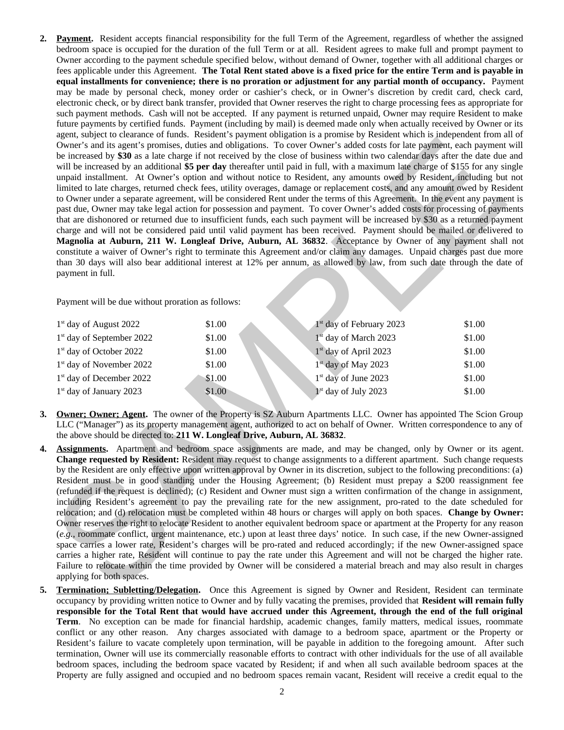2. **Payment.** Resident accepts financial responsibility for the full Term of the Agreement, regardless of whether the assigned bedroom space is occupied for the duration of the full Term or at all. Resident agrees to make full and prompt payment to Owner according to the payment schedule specified below, without demand of Owner, together with all additional charges or fees applicable under this Agreement. **The Total Rent stated above is a fixed price for the entire Term and is payable in equal installments for convenience; there is no proration or adjustment for any partial month of occupancy.** Payment may be made by personal check, money order or cashier's check, or in Owner's discretion by credit card, check card, electronic check, or by direct bank transfer, provided that Owner reserves the right to charge processing fees as appropriate for such payment methods. Cash will not be accepted. If any payment is returned unpaid, Owner may require Resident to make future payments by certified funds. Payment (including by mail) is deemed made only when actually received by Owner or its agent, subject to clearance of funds. Resident's payment obligation is a promise by Resident which is independent from all of Owner's and its agent's promises, duties and obligations. To cover Owner's added costs for late payment, each payment will be increased by **$30** as a late charge if not received by the close of business within two calendar days after the date due and will be increased by an additional **$5 per day** thereafter until paid in full, with a maximum late charge of $155 for any single unpaid installment. At Owner's option and without notice to Resident, any amounts owed by Resident, including but not limited to late charges, returned check fees, utility overages, damage or replacement costs, and any amount owed by Resident to Owner under a separate agreement, will be considered Rent under the terms of this Agreement. In the event any payment is past due, Owner may take legal action for possession and payment. To cover Owner's added costs for processing of payments that are dishonored or returned due to insufficient funds, each such payment will be increased by $30 as a returned payment charge and will not be considered paid until valid payment has been received. Payment should be mailed or delivered to **Magnolia at Auburn, 211 W. Longleaf Drive, Auburn, AL 36832**. Acceptance by Owner of any payment shall not constitute a waiver of Owner's right to terminate this Agreement and/or claim any damages. Unpaid charges past due more than 30 days will also bear additional interest at 12% per annum, as allowed by law, from such date through the date of payment in full.

   Payment will be due without proration as follows:

   | | | | |
   |---|---|---|---|
   | 1st day of August 2022 | $1.00 | 1st day of February 2023 | $1.00 |
   | 1st day of September 2022 | $1.00 | 1st day of March 2023 | $1.00 |
   | 1st day of October 2022 | $1.00 | 1st day of April 2023 | $1.00 |
   | 1st day of November 2022 | $1.00 | 1st day of May 2023 | $1.00 |
   | 1st day of December 2022 | $1.00 | 1st day of June 2023 | $1.00 |
   | 1st day of January 2023 | $1.00 | 1st day of July 2023 | $1.00 |

3. **Owner; Owner; Agent.** The owner of the Property is SZ Auburn Apartments LLC. Owner has appointed The Scion Group LLC ("Manager") as its property management agent, authorized to act on behalf of Owner. Written correspondence to any of the above should be directed to: **211 W. Longleaf Drive, Auburn, AL 36832**.

4. **Assignments.** Apartment and bedroom space assignments are made, and may be changed, only by Owner or its agent. **Change requested by Resident:** Resident may request to change assignments to a different apartment. Such change requests by the Resident are only effective upon written approval by Owner in its discretion, subject to the following preconditions: (a) Resident must be in good standing under the Housing Agreement; (b) Resident must prepay a $200 reassignment fee (refunded if the request is declined); (c) Resident and Owner must sign a written confirmation of the change in assignment, including Resident's agreement to pay the prevailing rate for the new assignment, pro-rated to the date scheduled for relocation; and (d) relocation must be completed within 48 hours or charges will apply on both spaces. **Change by Owner:** Owner reserves the right to relocate Resident to another equivalent bedroom space or apartment at the Property for any reason (*e.g.*, roommate conflict, urgent maintenance, etc.) upon at least three days' notice. In such case, if the new Owner-assigned space carries a lower rate, Resident's charges will be pro-rated and reduced accordingly; if the new Owner-assigned space carries a higher rate, Resident will continue to pay the rate under this Agreement and will not be charged the higher rate. Failure to relocate within the time provided by Owner will be considered a material breach and may also result in charges applying for both spaces.

5. **Termination; Subletting/Delegation.** Once this Agreement is signed by Owner and Resident, Resident can terminate occupancy by providing written notice to Owner and by fully vacating the premises, provided that **Resident will remain fully responsible for the Total Rent that would have accrued under this Agreement, through the end of the full original Term**. No exception can be made for financial hardship, academic changes, family matters, medical issues, roommate conflict or any other reason. Any charges associated with damage to a bedroom space, apartment or the Property or Resident's failure to vacate completely upon termination, will be payable in addition to the foregoing amount. After such termination, Owner will use its commercially reasonable efforts to contract with other individuals for the use of all available bedroom spaces, including the bedroom space vacated by Resident; if and when all such available bedroom spaces at the Property are fully assigned and occupied and no bedroom spaces remain vacant, Resident will receive a credit equal to the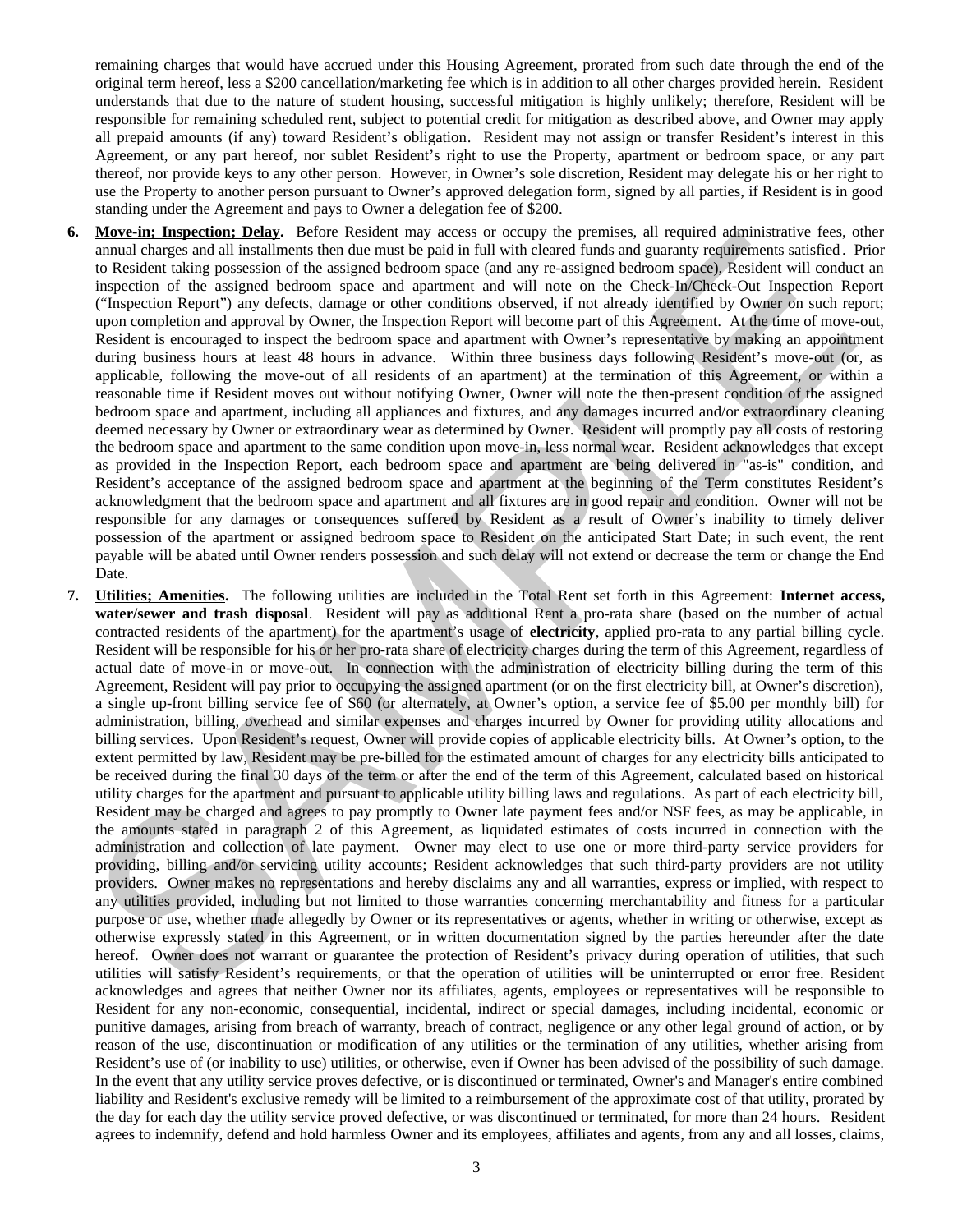remaining charges that would have accrued under this Housing Agreement, prorated from such date through the end of the original term hereof, less a $200 cancellation/marketing fee which is in addition to all other charges provided herein. Resident understands that due to the nature of student housing, successful mitigation is highly unlikely; therefore, Resident will be responsible for remaining scheduled rent, subject to potential credit for mitigation as described above, and Owner may apply all prepaid amounts (if any) toward Resident's obligation. Resident may not assign or transfer Resident's interest in this Agreement, or any part hereof, nor sublet Resident's right to use the Property, apartment or bedroom space, or any part thereof, nor provide keys to any other person. However, in Owner's sole discretion, Resident may delegate his or her right to use the Property to another person pursuant to Owner's approved delegation form, signed by all parties, if Resident is in good standing under the Agreement and pays to Owner a delegation fee of $200.

6. **Move-in; Inspection; Delay.** Before Resident may access or occupy the premises, all required administrative fees, other annual charges and all installments then due must be paid in full with cleared funds and guaranty requirements satisfied. Prior to Resident taking possession of the assigned bedroom space (and any re-assigned bedroom space), Resident will conduct an inspection of the assigned bedroom space and apartment and will note on the Check-In/Check-Out Inspection Report ("Inspection Report") any defects, damage or other conditions observed, if not already identified by Owner on such report; upon completion and approval by Owner, the Inspection Report will become part of this Agreement. At the time of move-out, Resident is encouraged to inspect the bedroom space and apartment with Owner's representative by making an appointment during business hours at least 48 hours in advance. Within three business days following Resident's move-out (or, as applicable, following the move-out of all residents of an apartment) at the termination of this Agreement, or within a reasonable time if Resident moves out without notifying Owner, Owner will note the then-present condition of the assigned bedroom space and apartment, including all appliances and fixtures, and any damages incurred and/or extraordinary cleaning deemed necessary by Owner or extraordinary wear as determined by Owner. Resident will promptly pay all costs of restoring the bedroom space and apartment to the same condition upon move-in, less normal wear. Resident acknowledges that except as provided in the Inspection Report, each bedroom space and apartment are being delivered in "as-is" condition, and Resident's acceptance of the assigned bedroom space and apartment at the beginning of the Term constitutes Resident's acknowledgment that the bedroom space and apartment and all fixtures are in good repair and condition. Owner will not be responsible for any damages or consequences suffered by Resident as a result of Owner's inability to timely deliver possession of the apartment or assigned bedroom space to Resident on the anticipated Start Date; in such event, the rent payable will be abated until Owner renders possession and such delay will not extend or decrease the term or change the End Date.

7. **Utilities; Amenities.** The following utilities are included in the Total Rent set forth in this Agreement: **Internet access, water/sewer and trash disposal**. Resident will pay as additional Rent a pro-rata share (based on the number of actual contracted residents of the apartment) for the apartment's usage of **electricity**, applied pro-rata to any partial billing cycle. Resident will be responsible for his or her pro-rata share of electricity charges during the term of this Agreement, regardless of actual date of move-in or move-out. In connection with the administration of electricity billing during the term of this Agreement, Resident will pay prior to occupying the assigned apartment (or on the first electricity bill, at Owner's discretion), a single up-front billing service fee of $60 (or alternately, at Owner's option, a service fee of $5.00 per monthly bill) for administration, billing, overhead and similar expenses and charges incurred by Owner for providing utility allocations and billing services. Upon Resident's request, Owner will provide copies of applicable electricity bills. At Owner's option, to the extent permitted by law, Resident may be pre-billed for the estimated amount of charges for any electricity bills anticipated to be received during the final 30 days of the term or after the end of the term of this Agreement, calculated based on historical utility charges for the apartment and pursuant to applicable utility billing laws and regulations. As part of each electricity bill, Resident may be charged and agrees to pay promptly to Owner late payment fees and/or NSF fees, as may be applicable, in the amounts stated in paragraph 2 of this Agreement, as liquidated estimates of costs incurred in connection with the administration and collection of late payment. Owner may elect to use one or more third-party service providers for providing, billing and/or servicing utility accounts; Resident acknowledges that such third-party providers are not utility providers. Owner makes no representations and hereby disclaims any and all warranties, express or implied, with respect to any utilities provided, including but not limited to those warranties concerning merchantability and fitness for a particular purpose or use, whether made allegedly by Owner or its representatives or agents, whether in writing or otherwise, except as otherwise expressly stated in this Agreement, or in written documentation signed by the parties hereunder after the date hereof. Owner does not warrant or guarantee the protection of Resident's privacy during operation of utilities, that such utilities will satisfy Resident's requirements, or that the operation of utilities will be uninterrupted or error free. Resident acknowledges and agrees that neither Owner nor its affiliates, agents, employees or representatives will be responsible to Resident for any non-economic, consequential, incidental, indirect or special damages, including incidental, economic or punitive damages, arising from breach of warranty, breach of contract, negligence or any other legal ground of action, or by reason of the use, discontinuation or modification of any utilities or the termination of any utilities, whether arising from Resident's use of (or inability to use) utilities, or otherwise, even if Owner has been advised of the possibility of such damage. In the event that any utility service proves defective, or is discontinued or terminated, Owner's and Manager's entire combined liability and Resident's exclusive remedy will be limited to a reimbursement of the approximate cost of that utility, prorated by the day for each day the utility service proved defective, or was discontinued or terminated, for more than 24 hours. Resident agrees to indemnify, defend and hold harmless Owner and its employees, affiliates and agents, from any and all losses, claims,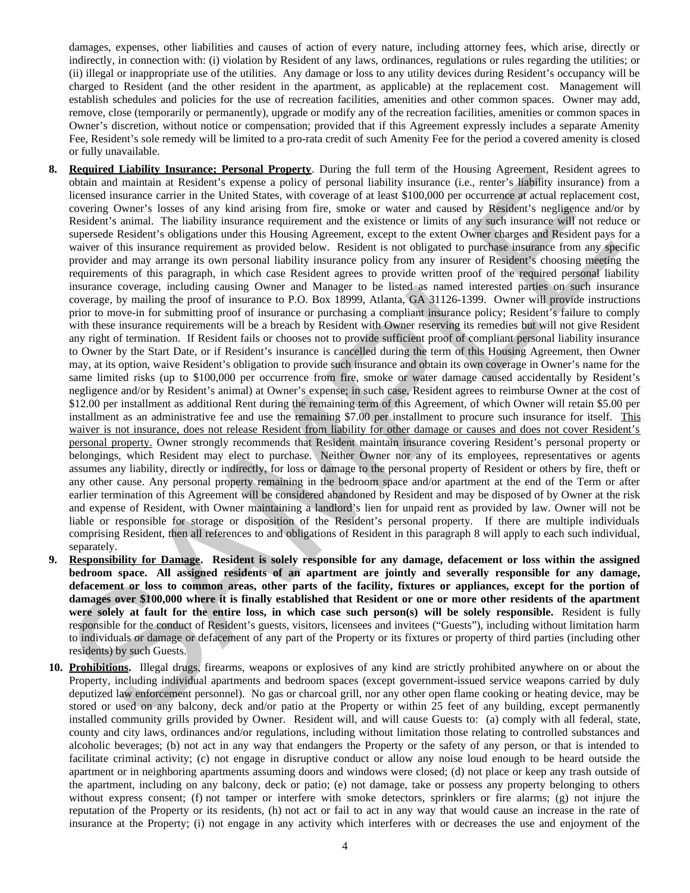damages, expenses, other liabilities and causes of action of every nature, including attorney fees, which arise, directly or indirectly, in connection with: (i) violation by Resident of any laws, ordinances, regulations or rules regarding the utilities; or (ii) illegal or inappropriate use of the utilities. Any damage or loss to any utility devices during Resident's occupancy will be charged to Resident (and the other resident in the apartment, as applicable) at the replacement cost. Management will establish schedules and policies for the use of recreation facilities, amenities and other common spaces. Owner may add, remove, close (temporarily or permanently), upgrade or modify any of the recreation facilities, amenities or common spaces in Owner's discretion, without notice or compensation; provided that if this Agreement expressly includes a separate Amenity Fee, Resident's sole remedy will be limited to a pro-rata credit of such Amenity Fee for the period a covered amenity is closed or fully unavailable.

8. **Required Liability Insurance; Personal Property**. During the full term of the Housing Agreement, Resident agrees to obtain and maintain at Resident's expense a policy of personal liability insurance (i.e., renter's liability insurance) from a licensed insurance carrier in the United States, with coverage of at least $100,000 per occurrence at actual replacement cost, covering Owner's losses of any kind arising from fire, smoke or water and caused by Resident's negligence and/or by Resident's animal. The liability insurance requirement and the existence or limits of any such insurance will not reduce or supersede Resident's obligations under this Housing Agreement, except to the extent Owner charges and Resident pays for a waiver of this insurance requirement as provided below. Resident is not obligated to purchase insurance from any specific provider and may arrange its own personal liability insurance policy from any insurer of Resident's choosing meeting the requirements of this paragraph, in which case Resident agrees to provide written proof of the required personal liability insurance coverage, including causing Owner and Manager to be listed as named interested parties on such insurance coverage, by mailing the proof of insurance to P.O. Box 18999, Atlanta, GA 31126-1399. Owner will provide instructions prior to move-in for submitting proof of insurance or purchasing a compliant insurance policy; Resident's failure to comply with these insurance requirements will be a breach by Resident with Owner reserving its remedies but will not give Resident any right of termination. If Resident fails or chooses not to provide sufficient proof of compliant personal liability insurance to Owner by the Start Date, or if Resident's insurance is cancelled during the term of this Housing Agreement, then Owner may, at its option, waive Resident's obligation to provide such insurance and obtain its own coverage in Owner's name for the same limited risks (up to $100,000 per occurrence from fire, smoke or water damage caused accidentally by Resident's negligence and/or by Resident's animal) at Owner's expense; in such case, Resident agrees to reimburse Owner at the cost of $12.00 per installment as additional Rent during the remaining term of this Agreement, of which Owner will retain $5.00 per installment as an administrative fee and use the remaining $7.00 per installment to procure such insurance for itself. <u>This waiver is not insurance, does not release Resident from liability for other damage or causes and does not cover Resident's personal property.</u> Owner strongly recommends that Resident maintain insurance covering Resident's personal property or belongings, which Resident may elect to purchase. Neither Owner nor any of its employees, representatives or agents assumes any liability, directly or indirectly, for loss or damage to the personal property of Resident or others by fire, theft or any other cause. Any personal property remaining in the bedroom space and/or apartment at the end of the Term or after earlier termination of this Agreement will be considered abandoned by Resident and may be disposed of by Owner at the risk and expense of Resident, with Owner maintaining a landlord's lien for unpaid rent as provided by law. Owner will not be liable or responsible for storage or disposition of the Resident's personal property. If there are multiple individuals comprising Resident, then all references to and obligations of Resident in this paragraph 8 will apply to each such individual, separately.

9. **Responsibility for Damage. Resident is solely responsible for any damage, defacement or loss within the assigned bedroom space. All assigned residents of an apartment are jointly and severally responsible for any damage, defacement or loss to common areas, other parts of the facility, fixtures or appliances, except for the portion of damages over $100,000 where it is finally established that Resident or one or more other residents of the apartment were solely at fault for the entire loss, in which case such person(s) will be solely responsible.** Resident is fully responsible for the conduct of Resident's guests, visitors, licensees and invitees ("Guests"), including without limitation harm to individuals or damage or defacement of any part of the Property or its fixtures or property of third parties (including other residents) by such Guests.

10. **Prohibitions.** Illegal drugs, firearms, weapons or explosives of any kind are strictly prohibited anywhere on or about the Property, including individual apartments and bedroom spaces (except government-issued service weapons carried by duly deputized law enforcement personnel). No gas or charcoal grill, nor any other open flame cooking or heating device, may be stored or used on any balcony, deck and/or patio at the Property or within 25 feet of any building, except permanently installed community grills provided by Owner. Resident will, and will cause Guests to: (a) comply with all federal, state, county and city laws, ordinances and/or regulations, including without limitation those relating to controlled substances and alcoholic beverages; (b) not act in any way that endangers the Property or the safety of any person, or that is intended to facilitate criminal activity; (c) not engage in disruptive conduct or allow any noise loud enough to be heard outside the apartment or in neighboring apartments assuming doors and windows were closed; (d) not place or keep any trash outside of the apartment, including on any balcony, deck or patio; (e) not damage, take or possess any property belonging to others without express consent; (f) not tamper or interfere with smoke detectors, sprinklers or fire alarms; (g) not injure the reputation of the Property or its residents, (h) not act or fail to act in any way that would cause an increase in the rate of insurance at the Property; (i) not engage in any activity which interferes with or decreases the use and enjoyment of the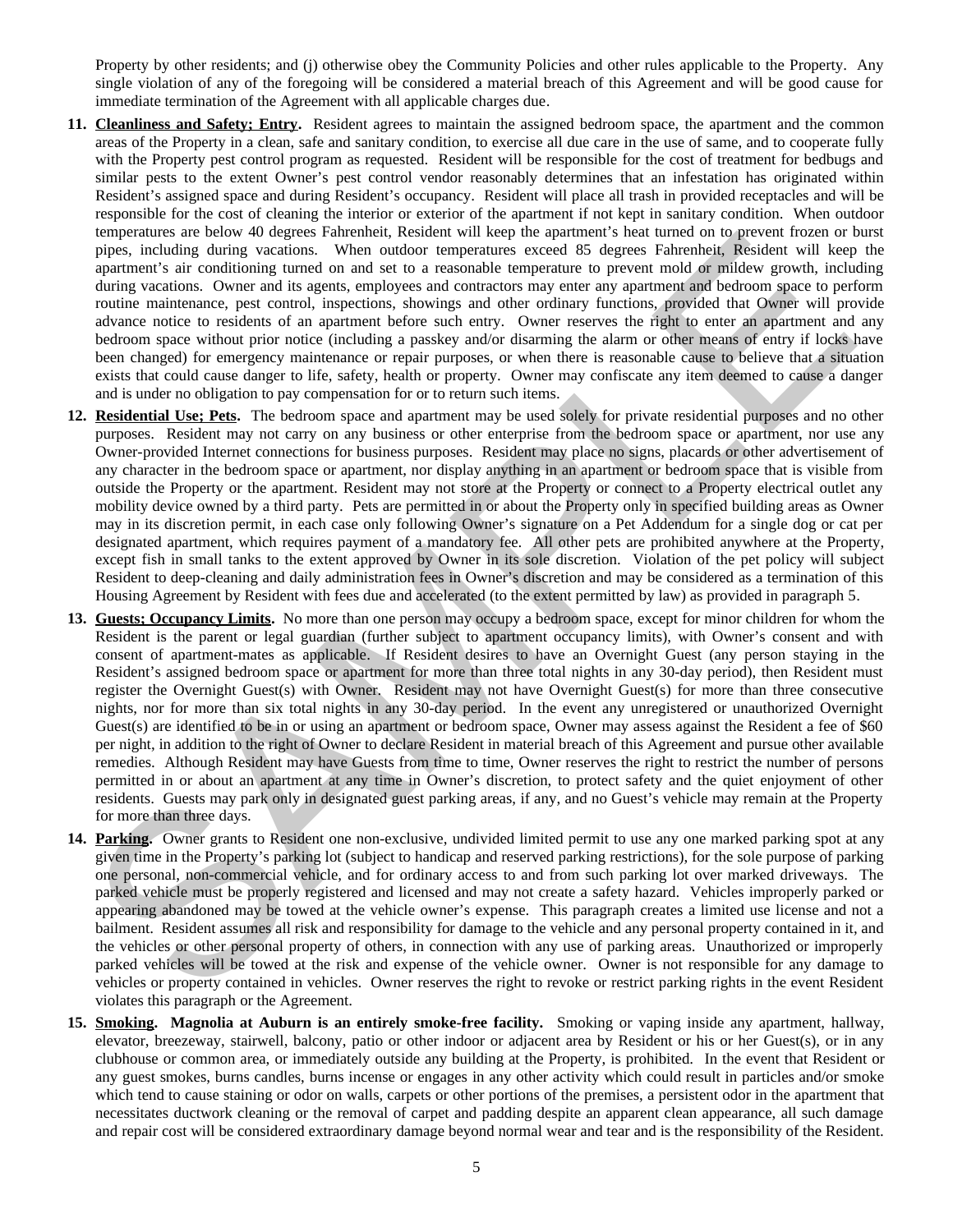Property by other residents; and (j) otherwise obey the Community Policies and other rules applicable to the Property. Any single violation of any of the foregoing will be considered a material breach of this Agreement and will be good cause for immediate termination of the Agreement with all applicable charges due.

11. **Cleanliness and Safety; Entry.** Resident agrees to maintain the assigned bedroom space, the apartment and the common areas of the Property in a clean, safe and sanitary condition, to exercise all due care in the use of same, and to cooperate fully with the Property pest control program as requested. Resident will be responsible for the cost of treatment for bedbugs and similar pests to the extent Owner's pest control vendor reasonably determines that an infestation has originated within Resident's assigned space and during Resident's occupancy. Resident will place all trash in provided receptacles and will be responsible for the cost of cleaning the interior or exterior of the apartment if not kept in sanitary condition. When outdoor temperatures are below 40 degrees Fahrenheit, Resident will keep the apartment's heat turned on to prevent frozen or burst pipes, including during vacations. When outdoor temperatures exceed 85 degrees Fahrenheit, Resident will keep the apartment's air conditioning turned on and set to a reasonable temperature to prevent mold or mildew growth, including during vacations. Owner and its agents, employees and contractors may enter any apartment and bedroom space to perform routine maintenance, pest control, inspections, showings and other ordinary functions, provided that Owner will provide advance notice to residents of an apartment before such entry. Owner reserves the right to enter an apartment and any bedroom space without prior notice (including a passkey and/or disarming the alarm or other means of entry if locks have been changed) for emergency maintenance or repair purposes, or when there is reasonable cause to believe that a situation exists that could cause danger to life, safety, health or property. Owner may confiscate any item deemed to cause a danger and is under no obligation to pay compensation for or to return such items.

12. **Residential Use; Pets.** The bedroom space and apartment may be used solely for private residential purposes and no other purposes. Resident may not carry on any business or other enterprise from the bedroom space or apartment, nor use any Owner-provided Internet connections for business purposes. Resident may place no signs, placards or other advertisement of any character in the bedroom space or apartment, nor display anything in an apartment or bedroom space that is visible from outside the Property or the apartment. Resident may not store at the Property or connect to a Property electrical outlet any mobility device owned by a third party. Pets are permitted in or about the Property only in specified building areas as Owner may in its discretion permit, in each case only following Owner's signature on a Pet Addendum for a single dog or cat per designated apartment, which requires payment of a mandatory fee. All other pets are prohibited anywhere at the Property, except fish in small tanks to the extent approved by Owner in its sole discretion. Violation of the pet policy will subject Resident to deep-cleaning and daily administration fees in Owner's discretion and may be considered as a termination of this Housing Agreement by Resident with fees due and accelerated (to the extent permitted by law) as provided in paragraph 5.

13. **Guests; Occupancy Limits.** No more than one person may occupy a bedroom space, except for minor children for whom the Resident is the parent or legal guardian (further subject to apartment occupancy limits), with Owner's consent and with consent of apartment-mates as applicable. If Resident desires to have an Overnight Guest (any person staying in the Resident's assigned bedroom space or apartment for more than three total nights in any 30-day period), then Resident must register the Overnight Guest(s) with Owner. Resident may not have Overnight Guest(s) for more than three consecutive nights, nor for more than six total nights in any 30-day period. In the event any unregistered or unauthorized Overnight Guest(s) are identified to be in or using an apartment or bedroom space, Owner may assess against the Resident a fee of $60 per night, in addition to the right of Owner to declare Resident in material breach of this Agreement and pursue other available remedies. Although Resident may have Guests from time to time, Owner reserves the right to restrict the number of persons permitted in or about an apartment at any time in Owner's discretion, to protect safety and the quiet enjoyment of other residents. Guests may park only in designated guest parking areas, if any, and no Guest's vehicle may remain at the Property for more than three days.

14. **Parking.** Owner grants to Resident one non-exclusive, undivided limited permit to use any one marked parking spot at any given time in the Property's parking lot (subject to handicap and reserved parking restrictions), for the sole purpose of parking one personal, non-commercial vehicle, and for ordinary access to and from such parking lot over marked driveways. The parked vehicle must be properly registered and licensed and may not create a safety hazard. Vehicles improperly parked or appearing abandoned may be towed at the vehicle owner's expense. This paragraph creates a limited use license and not a bailment. Resident assumes all risk and responsibility for damage to the vehicle and any personal property contained in it, and the vehicles or other personal property of others, in connection with any use of parking areas. Unauthorized or improperly parked vehicles will be towed at the risk and expense of the vehicle owner. Owner is not responsible for any damage to vehicles or property contained in vehicles. Owner reserves the right to revoke or restrict parking rights in the event Resident violates this paragraph or the Agreement.

15. **Smoking. Magnolia at Auburn is an entirely smoke-free facility.** Smoking or vaping inside any apartment, hallway, elevator, breezeway, stairwell, balcony, patio or other indoor or adjacent area by Resident or his or her Guest(s), or in any clubhouse or common area, or immediately outside any building at the Property, is prohibited. In the event that Resident or any guest smokes, burns candles, burns incense or engages in any other activity which could result in particles and/or smoke which tend to cause staining or odor on walls, carpets or other portions of the premises, a persistent odor in the apartment that necessitates ductwork cleaning or the removal of carpet and padding despite an apparent clean appearance, all such damage and repair cost will be considered extraordinary damage beyond normal wear and tear and is the responsibility of the Resident.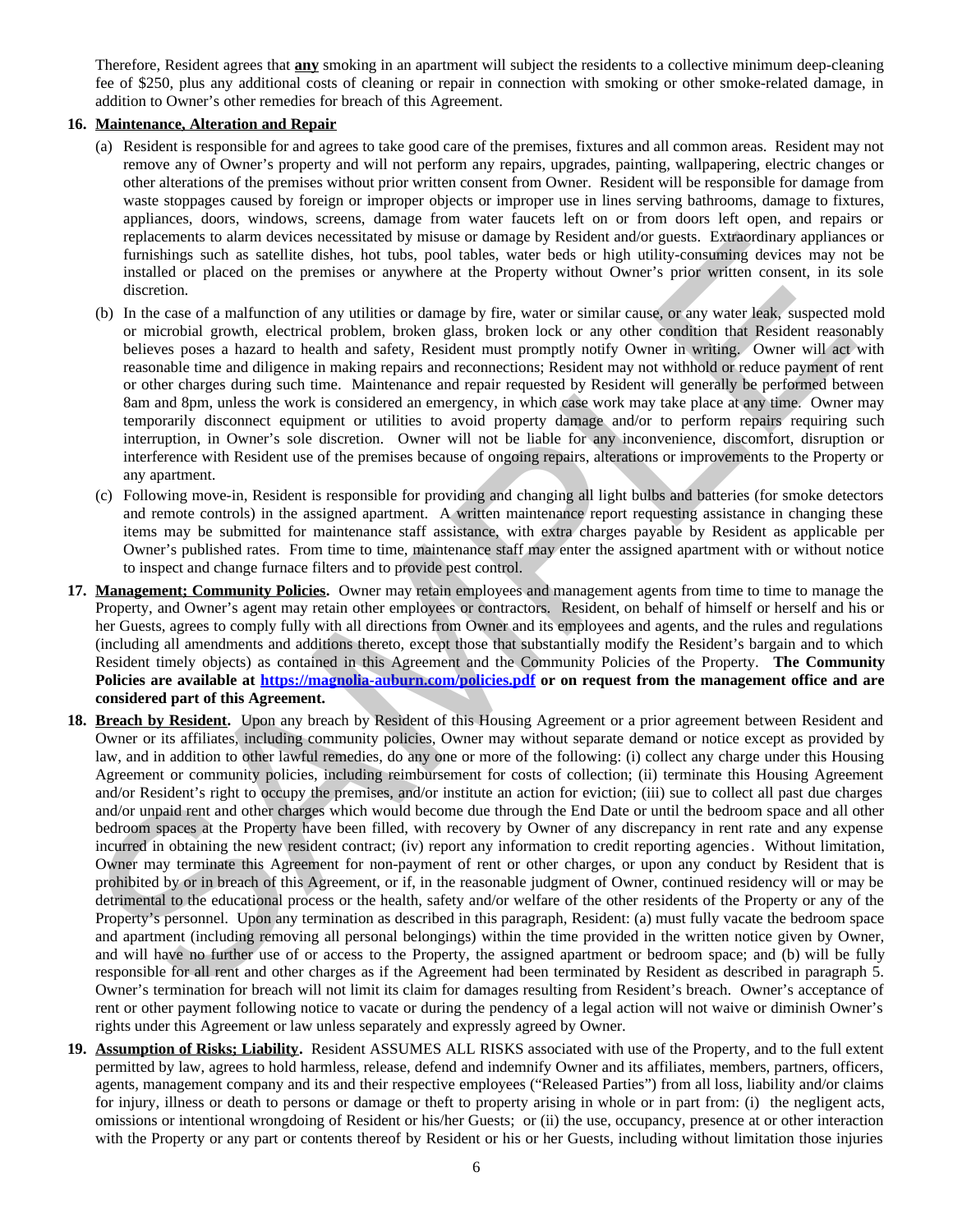Therefore, Resident agrees that **any** smoking in an apartment will subject the residents to a collective minimum deep-cleaning fee of $250, plus any additional costs of cleaning or repair in connection with smoking or other smoke-related damage, in addition to Owner's other remedies for breach of this Agreement.

**16. Maintenance, Alteration and Repair**

(a) Resident is responsible for and agrees to take good care of the premises, fixtures and all common areas. Resident may not remove any of Owner's property and will not perform any repairs, upgrades, painting, wallpapering, electric changes or other alterations of the premises without prior written consent from Owner. Resident will be responsible for damage from waste stoppages caused by foreign or improper objects or improper use in lines serving bathrooms, damage to fixtures, appliances, doors, windows, screens, damage from water faucets left on or from doors left open, and repairs or replacements to alarm devices necessitated by misuse or damage by Resident and/or guests. Extraordinary appliances or furnishings such as satellite dishes, hot tubs, pool tables, water beds or high utility-consuming devices may not be installed or placed on the premises or anywhere at the Property without Owner's prior written consent, in its sole discretion.

(b) In the case of a malfunction of any utilities or damage by fire, water or similar cause, or any water leak, suspected mold or microbial growth, electrical problem, broken glass, broken lock or any other condition that Resident reasonably believes poses a hazard to health and safety, Resident must promptly notify Owner in writing. Owner will act with reasonable time and diligence in making repairs and reconnections; Resident may not withhold or reduce payment of rent or other charges during such time. Maintenance and repair requested by Resident will generally be performed between 8am and 8pm, unless the work is considered an emergency, in which case work may take place at any time. Owner may temporarily disconnect equipment or utilities to avoid property damage and/or to perform repairs requiring such interruption, in Owner's sole discretion. Owner will not be liable for any inconvenience, discomfort, disruption or interference with Resident use of the premises because of ongoing repairs, alterations or improvements to the Property or any apartment.

(c) Following move-in, Resident is responsible for providing and changing all light bulbs and batteries (for smoke detectors and remote controls) in the assigned apartment. A written maintenance report requesting assistance in changing these items may be submitted for maintenance staff assistance, with extra charges payable by Resident as applicable per Owner's published rates. From time to time, maintenance staff may enter the assigned apartment with or without notice to inspect and change furnace filters and to provide pest control.

**17. Management; Community Policies.** Owner may retain employees and management agents from time to time to manage the Property, and Owner's agent may retain other employees or contractors. Resident, on behalf of himself or herself and his or her Guests, agrees to comply fully with all directions from Owner and its employees and agents, and the rules and regulations (including all amendments and additions thereto, except those that substantially modify the Resident's bargain and to which Resident timely objects) as contained in this Agreement and the Community Policies of the Property. **The Community Policies are available at https://magnolia-auburn.com/policies.pdf or on request from the management office and are considered part of this Agreement.**

**18. Breach by Resident.** Upon any breach by Resident of this Housing Agreement or a prior agreement between Resident and Owner or its affiliates, including community policies, Owner may without separate demand or notice except as provided by law, and in addition to other lawful remedies, do any one or more of the following: (i) collect any charge under this Housing Agreement or community policies, including reimbursement for costs of collection; (ii) terminate this Housing Agreement and/or Resident's right to occupy the premises, and/or institute an action for eviction; (iii) sue to collect all past due charges and/or unpaid rent and other charges which would become due through the End Date or until the bedroom space and all other bedroom spaces at the Property have been filled, with recovery by Owner of any discrepancy in rent rate and any expense incurred in obtaining the new resident contract; (iv) report any information to credit reporting agencies. Without limitation, Owner may terminate this Agreement for non-payment of rent or other charges, or upon any conduct by Resident that is prohibited by or in breach of this Agreement, or if, in the reasonable judgment of Owner, continued residency will or may be detrimental to the educational process or the health, safety and/or welfare of the other residents of the Property or any of the Property's personnel. Upon any termination as described in this paragraph, Resident: (a) must fully vacate the bedroom space and apartment (including removing all personal belongings) within the time provided in the written notice given by Owner, and will have no further use of or access to the Property, the assigned apartment or bedroom space; and (b) will be fully responsible for all rent and other charges as if the Agreement had been terminated by Resident as described in paragraph 5. Owner's termination for breach will not limit its claim for damages resulting from Resident's breach. Owner's acceptance of rent or other payment following notice to vacate or during the pendency of a legal action will not waive or diminish Owner's rights under this Agreement or law unless separately and expressly agreed by Owner.

**19. Assumption of Risks; Liability.** Resident ASSUMES ALL RISKS associated with use of the Property, and to the full extent permitted by law, agrees to hold harmless, release, defend and indemnify Owner and its affiliates, members, partners, officers, agents, management company and its and their respective employees ("Released Parties") from all loss, liability and/or claims for injury, illness or death to persons or damage or theft to property arising in whole or in part from: (i) the negligent acts, omissions or intentional wrongdoing of Resident or his/her Guests; or (ii) the use, occupancy, presence at or other interaction with the Property or any part or contents thereof by Resident or his or her Guests, including without limitation those injuries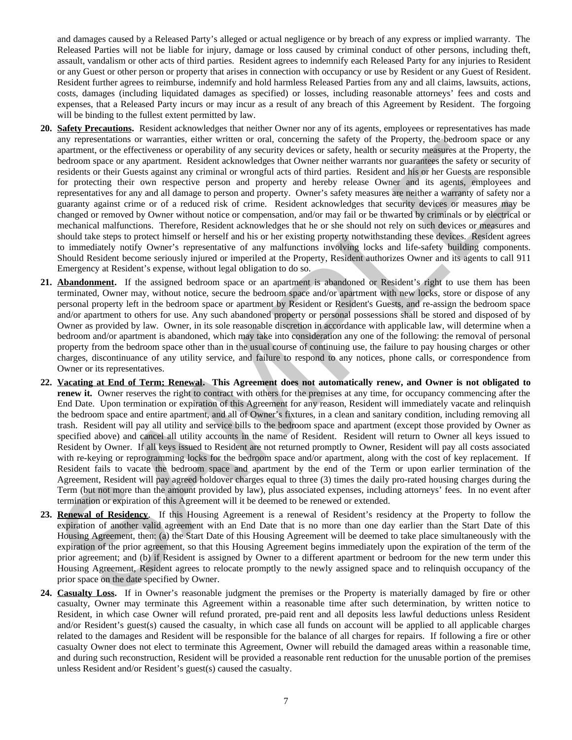and damages caused by a Released Party's alleged or actual negligence or by breach of any express or implied warranty. The Released Parties will not be liable for injury, damage or loss caused by criminal conduct of other persons, including theft, assault, vandalism or other acts of third parties. Resident agrees to indemnify each Released Party for any injuries to Resident or any Guest or other person or property that arises in connection with occupancy or use by Resident or any Guest of Resident. Resident further agrees to reimburse, indemnify and hold harmless Released Parties from any and all claims, lawsuits, actions, costs, damages (including liquidated damages as specified) or losses, including reasonable attorneys' fees and costs and expenses, that a Released Party incurs or may incur as a result of any breach of this Agreement by Resident. The forgoing will be binding to the fullest extent permitted by law.

20. **Safety Precautions.** Resident acknowledges that neither Owner nor any of its agents, employees or representatives has made any representations or warranties, either written or oral, concerning the safety of the Property, the bedroom space or any apartment, or the effectiveness or operability of any security devices or safety, health or security measures at the Property, the bedroom space or any apartment. Resident acknowledges that Owner neither warrants nor guarantees the safety or security of residents or their Guests against any criminal or wrongful acts of third parties. Resident and his or her Guests are responsible for protecting their own respective person and property and hereby release Owner and its agents, employees and representatives for any and all damage to person and property. Owner's safety measures are neither a warranty of safety nor a guaranty against crime or of a reduced risk of crime. Resident acknowledges that security devices or measures may be changed or removed by Owner without notice or compensation, and/or may fail or be thwarted by criminals or by electrical or mechanical malfunctions. Therefore, Resident acknowledges that he or she should not rely on such devices or measures and should take steps to protect himself or herself and his or her existing property notwithstanding these devices. Resident agrees to immediately notify Owner's representative of any malfunctions involving locks and life-safety building components. Should Resident become seriously injured or imperiled at the Property, Resident authorizes Owner and its agents to call 911 Emergency at Resident's expense, without legal obligation to do so.

21. **Abandonment.** If the assigned bedroom space or an apartment is abandoned or Resident's right to use them has been terminated, Owner may, without notice, secure the bedroom space and/or apartment with new locks, store or dispose of any personal property left in the bedroom space or apartment by Resident or Resident's Guests, and re-assign the bedroom space and/or apartment to others for use. Any such abandoned property or personal possessions shall be stored and disposed of by Owner as provided by law. Owner, in its sole reasonable discretion in accordance with applicable law, will determine when a bedroom and/or apartment is abandoned, which may take into consideration any one of the following: the removal of personal property from the bedroom space other than in the usual course of continuing use, the failure to pay housing charges or other charges, discontinuance of any utility service, and failure to respond to any notices, phone calls, or correspondence from Owner or its representatives.

22. **Vacating at End of Term; Renewal. This Agreement does not automatically renew, and Owner is not obligated to renew it.** Owner reserves the right to contract with others for the premises at any time, for occupancy commencing after the End Date. Upon termination or expiration of this Agreement for any reason, Resident will immediately vacate and relinquish the bedroom space and entire apartment, and all of Owner's fixtures, in a clean and sanitary condition, including removing all trash. Resident will pay all utility and service bills to the bedroom space and apartment (except those provided by Owner as specified above) and cancel all utility accounts in the name of Resident. Resident will return to Owner all keys issued to Resident by Owner. If all keys issued to Resident are not returned promptly to Owner, Resident will pay all costs associated with re-keying or reprogramming locks for the bedroom space and/or apartment, along with the cost of key replacement. If Resident fails to vacate the bedroom space and apartment by the end of the Term or upon earlier termination of the Agreement, Resident will pay agreed holdover charges equal to three (3) times the daily pro-rated housing charges during the Term (but not more than the amount provided by law), plus associated expenses, including attorneys' fees. In no event after termination or expiration of this Agreement will it be deemed to be renewed or extended.

23. **Renewal of Residency**. If this Housing Agreement is a renewal of Resident's residency at the Property to follow the expiration of another valid agreement with an End Date that is no more than one day earlier than the Start Date of this Housing Agreement, then: (a) the Start Date of this Housing Agreement will be deemed to take place simultaneously with the expiration of the prior agreement, so that this Housing Agreement begins immediately upon the expiration of the term of the prior agreement; and (b) if Resident is assigned by Owner to a different apartment or bedroom for the new term under this Housing Agreement, Resident agrees to relocate promptly to the newly assigned space and to relinquish occupancy of the prior space on the date specified by Owner.

24. **Casualty Loss.** If in Owner's reasonable judgment the premises or the Property is materially damaged by fire or other casualty, Owner may terminate this Agreement within a reasonable time after such determination, by written notice to Resident, in which case Owner will refund prorated, pre-paid rent and all deposits less lawful deductions unless Resident and/or Resident's guest(s) caused the casualty, in which case all funds on account will be applied to all applicable charges related to the damages and Resident will be responsible for the balance of all charges for repairs. If following a fire or other casualty Owner does not elect to terminate this Agreement, Owner will rebuild the damaged areas within a reasonable time, and during such reconstruction, Resident will be provided a reasonable rent reduction for the unusable portion of the premises unless Resident and/or Resident's guest(s) caused the casualty.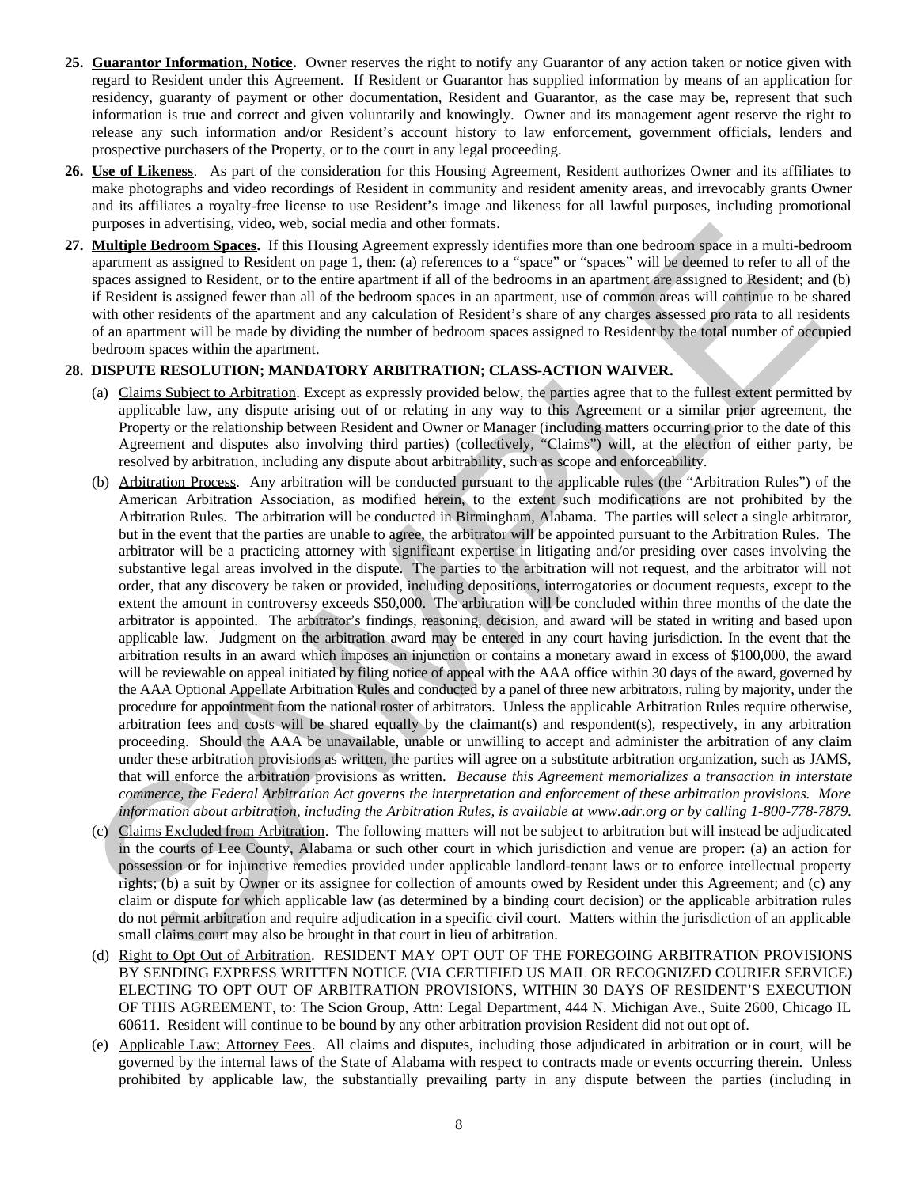25. **Guarantor Information, Notice.** Owner reserves the right to notify any Guarantor of any action taken or notice given with regard to Resident under this Agreement. If Resident or Guarantor has supplied information by means of an application for residency, guaranty of payment or other documentation, Resident and Guarantor, as the case may be, represent that such information is true and correct and given voluntarily and knowingly. Owner and its management agent reserve the right to release any such information and/or Resident's account history to law enforcement, government officials, lenders and prospective purchasers of the Property, or to the court in any legal proceeding.

26. **Use of Likeness**. As part of the consideration for this Housing Agreement, Resident authorizes Owner and its affiliates to make photographs and video recordings of Resident in community and resident amenity areas, and irrevocably grants Owner and its affiliates a royalty-free license to use Resident's image and likeness for all lawful purposes, including promotional purposes in advertising, video, web, social media and other formats.

27. **Multiple Bedroom Spaces.** If this Housing Agreement expressly identifies more than one bedroom space in a multi-bedroom apartment as assigned to Resident on page 1, then: (a) references to a "space" or "spaces" will be deemed to refer to all of the spaces assigned to Resident, or to the entire apartment if all of the bedrooms in an apartment are assigned to Resident; and (b) if Resident is assigned fewer than all of the bedroom spaces in an apartment, use of common areas will continue to be shared with other residents of the apartment and any calculation of Resident's share of any charges assessed pro rata to all residents of an apartment will be made by dividing the number of bedroom spaces assigned to Resident by the total number of occupied bedroom spaces within the apartment.

28. **DISPUTE RESOLUTION; MANDATORY ARBITRATION; CLASS-ACTION WAIVER.**

    (a) Claims Subject to Arbitration. Except as expressly provided below, the parties agree that to the fullest extent permitted by applicable law, any dispute arising out of or relating in any way to this Agreement or a similar prior agreement, the Property or the relationship between Resident and Owner or Manager (including matters occurring prior to the date of this Agreement and disputes also involving third parties) (collectively, "Claims") will, at the election of either party, be resolved by arbitration, including any dispute about arbitrability, such as scope and enforceability.

    (b) Arbitration Process. Any arbitration will be conducted pursuant to the applicable rules (the "Arbitration Rules") of the American Arbitration Association, as modified herein, to the extent such modifications are not prohibited by the Arbitration Rules. The arbitration will be conducted in Birmingham, Alabama. The parties will select a single arbitrator, but in the event that the parties are unable to agree, the arbitrator will be appointed pursuant to the Arbitration Rules. The arbitrator will be a practicing attorney with significant expertise in litigating and/or presiding over cases involving the substantive legal areas involved in the dispute. The parties to the arbitration will not request, and the arbitrator will not order, that any discovery be taken or provided, including depositions, interrogatories or document requests, except to the extent the amount in controversy exceeds $50,000. The arbitration will be concluded within three months of the date the arbitrator is appointed. The arbitrator's findings, reasoning, decision, and award will be stated in writing and based upon applicable law. Judgment on the arbitration award may be entered in any court having jurisdiction. In the event that the arbitration results in an award which imposes an injunction or contains a monetary award in excess of $100,000, the award will be reviewable on appeal initiated by filing notice of appeal with the AAA office within 30 days of the award, governed by the AAA Optional Appellate Arbitration Rules and conducted by a panel of three new arbitrators, ruling by majority, under the procedure for appointment from the national roster of arbitrators. Unless the applicable Arbitration Rules require otherwise, arbitration fees and costs will be shared equally by the claimant(s) and respondent(s), respectively, in any arbitration proceeding. Should the AAA be unavailable, unable or unwilling to accept and administer the arbitration of any claim under these arbitration provisions as written, the parties will agree on a substitute arbitration organization, such as JAMS, that will enforce the arbitration provisions as written. *Because this Agreement memorializes a transaction in interstate commerce, the Federal Arbitration Act governs the interpretation and enforcement of these arbitration provisions. More information about arbitration, including the Arbitration Rules, is available at www.adr.org or by calling 1-800-778-7879.*

    (c) Claims Excluded from Arbitration. The following matters will not be subject to arbitration but will instead be adjudicated in the courts of Lee County, Alabama or such other court in which jurisdiction and venue are proper: (a) an action for possession or for injunctive remedies provided under applicable landlord-tenant laws or to enforce intellectual property rights; (b) a suit by Owner or its assignee for collection of amounts owed by Resident under this Agreement; and (c) any claim or dispute for which applicable law (as determined by a binding court decision) or the applicable arbitration rules do not permit arbitration and require adjudication in a specific civil court. Matters within the jurisdiction of an applicable small claims court may also be brought in that court in lieu of arbitration.

    (d) Right to Opt Out of Arbitration. RESIDENT MAY OPT OUT OF THE FOREGOING ARBITRATION PROVISIONS BY SENDING EXPRESS WRITTEN NOTICE (VIA CERTIFIED US MAIL OR RECOGNIZED COURIER SERVICE) ELECTING TO OPT OUT OF ARBITRATION PROVISIONS, WITHIN 30 DAYS OF RESIDENT'S EXECUTION OF THIS AGREEMENT, to: The Scion Group, Attn: Legal Department, 444 N. Michigan Ave., Suite 2600, Chicago IL 60611. Resident will continue to be bound by any other arbitration provision Resident did not out opt of.

    (e) Applicable Law; Attorney Fees. All claims and disputes, including those adjudicated in arbitration or in court, will be governed by the internal laws of the State of Alabama with respect to contracts made or events occurring therein. Unless prohibited by applicable law, the substantially prevailing party in any dispute between the parties (including in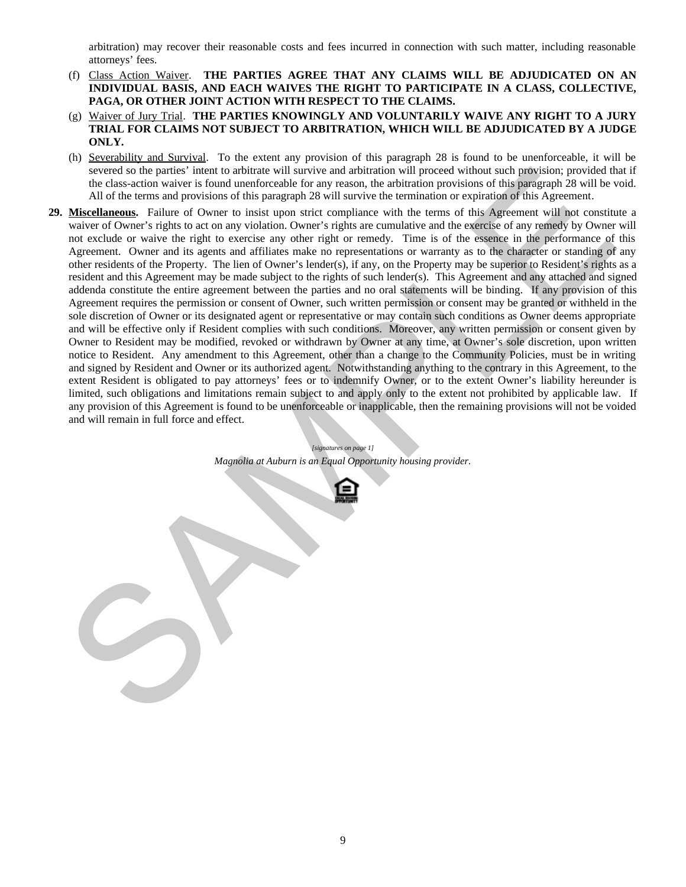arbitration) may recover their reasonable costs and fees incurred in connection with such matter, including reasonable attorneys' fees.

(f) Class Action Waiver. **THE PARTIES AGREE THAT ANY CLAIMS WILL BE ADJUDICATED ON AN INDIVIDUAL BASIS, AND EACH WAIVES THE RIGHT TO PARTICIPATE IN A CLASS, COLLECTIVE, PAGA, OR OTHER JOINT ACTION WITH RESPECT TO THE CLAIMS.**

(g) Waiver of Jury Trial. **THE PARTIES KNOWINGLY AND VOLUNTARILY WAIVE ANY RIGHT TO A JURY TRIAL FOR CLAIMS NOT SUBJECT TO ARBITRATION, WHICH WILL BE ADJUDICATED BY A JUDGE ONLY.**

(h) Severability and Survival. To the extent any provision of this paragraph 28 is found to be unenforceable, it will be severed so the parties' intent to arbitrate will survive and arbitration will proceed without such provision; provided that if the class-action waiver is found unenforceable for any reason, the arbitration provisions of this paragraph 28 will be void. All of the terms and provisions of this paragraph 28 will survive the termination or expiration of this Agreement.

**29. Miscellaneous.** Failure of Owner to insist upon strict compliance with the terms of this Agreement will not constitute a waiver of Owner's rights to act on any violation. Owner's rights are cumulative and the exercise of any remedy by Owner will not exclude or waive the right to exercise any other right or remedy. Time is of the essence in the performance of this Agreement. Owner and its agents and affiliates make no representations or warranty as to the character or standing of any other residents of the Property. The lien of Owner's lender(s), if any, on the Property may be superior to Resident's rights as a resident and this Agreement may be made subject to the rights of such lender(s). This Agreement and any attached and signed addenda constitute the entire agreement between the parties and no oral statements will be binding. If any provision of this Agreement requires the permission or consent of Owner, such written permission or consent may be granted or withheld in the sole discretion of Owner or its designated agent or representative or may contain such conditions as Owner deems appropriate and will be effective only if Resident complies with such conditions. Moreover, any written permission or consent given by Owner to Resident may be modified, revoked or withdrawn by Owner at any time, at Owner's sole discretion, upon written notice to Resident. Any amendment to this Agreement, other than a change to the Community Policies, must be in writing and signed by Resident and Owner or its authorized agent. Notwithstanding anything to the contrary in this Agreement, to the extent Resident is obligated to pay attorneys' fees or to indemnify Owner, or to the extent Owner's liability hereunder is limited, such obligations and limitations remain subject to and apply only to the extent not prohibited by applicable law. If any provision of this Agreement is found to be unenforceable or inapplicable, then the remaining provisions will not be voided and will remain in full force and effect.

*[signatures on page 1]*

*Magnolia at Auburn is an Equal Opportunity housing provider.*